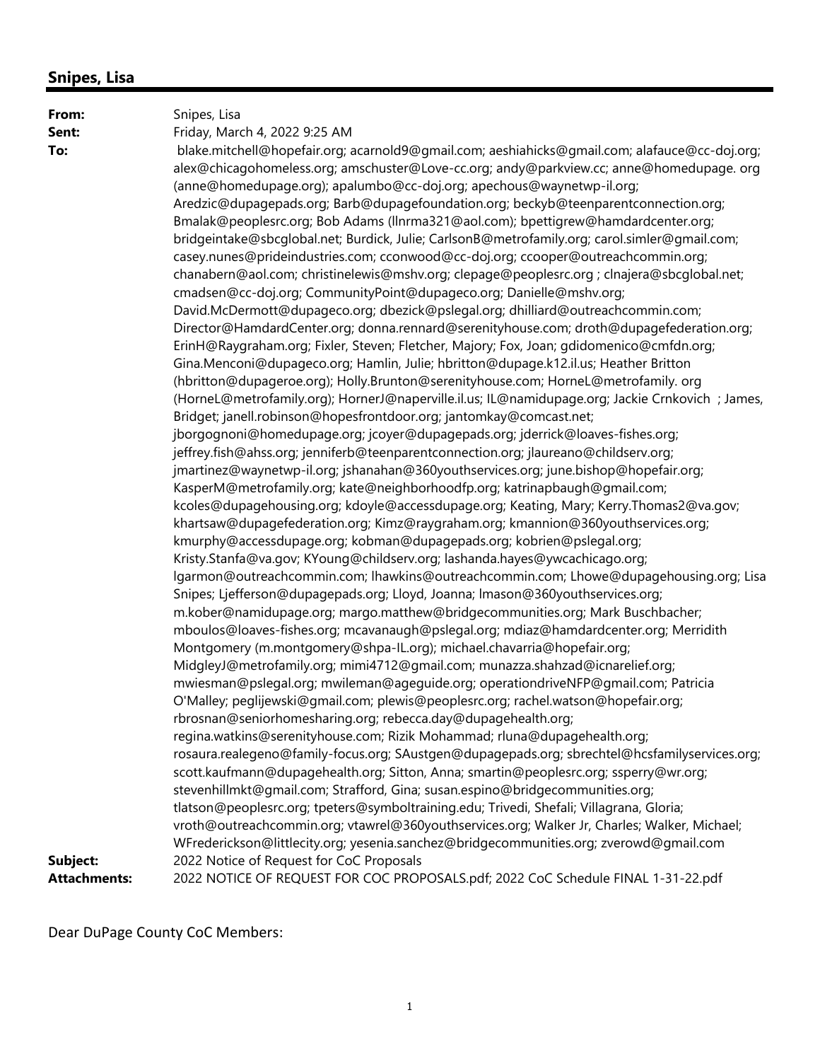## Snipes, Lisa

**From:** Snipes, Lisa
**Sent:** Friday, March 4, 2022 9:25 AM
**To:** blake.mitchell@hopefair.org; acarnold9@gmail.com; aeshiahicks@gmail.com; alafauce@cc-doj.org; alex@chicagohomeless.org; amschuster@Love-cc.org; andy@parkview.cc; anne@homedupage. org (anne@homedupage.org); apalumbo@cc-doj.org; apechous@waynetwp-il.org; Aredzic@dupagepads.org; Barb@dupagefoundation.org; beckyb@teenparentconnection.org; Bmalak@peoplesrc.org; Bob Adams (llnrma321@aol.com); bpettigrew@hamdardcenter.org; bridgeintake@sbcglobal.net; Burdick, Julie; CarlsonB@metrofamily.org; carol.simler@gmail.com; casey.nunes@prideindustries.com; cconwood@cc-doj.org; ccooper@outreachcommin.org; chanabern@aol.com; christinelewis@mshv.org; clepage@peoplesrc.org ; clnajera@sbcglobal.net; cmadsen@cc-doj.org; CommunityPoint@dupageco.org; Danielle@mshv.org; David.McDermott@dupageco.org; dbezick@pslegal.org; dhilliard@outreachcommin.com; Director@HamdardCenter.org; donna.rennard@serenityhouse.com; droth@dupagefederation.org; ErinH@Raygraham.org; Fixler, Steven; Fletcher, Majory; Fox, Joan; gdidomenico@cmfdn.org; Gina.Menconi@dupageco.org; Hamlin, Julie; hbritton@dupage.k12.il.us; Heather Britton (hbritton@dupageroe.org); Holly.Brunton@serenityhouse.com; HorneL@metrofamily. org (HorneL@metrofamily.org); HornerJ@naperville.il.us; IL@namidupage.org; Jackie Crnkovich ; James, Bridget; janell.robinson@hopesfrontdoor.org; jantomkay@comcast.net; jborgognoni@homedupage.org; jcoyer@dupagepads.org; jderrick@loaves-fishes.org; jeffrey.fish@ahss.org; jenniferb@teenparentconnection.org; jlaureano@childserv.org; jmartinez@waynetwp-il.org; jshanahan@360youthservices.org; june.bishop@hopefair.org; KasperM@metrofamily.org; kate@neighborhoodfp.org; katrinapbaugh@gmail.com; kcoles@dupagehousing.org; kdoyle@accessdupage.org; Keating, Mary; Kerry.Thomas2@va.gov; khartsaw@dupagefederation.org; Kimz@raygraham.org; kmannion@360youthservices.org; kmurphy@accessdupage.org; kobman@dupagepads.org; kobrien@pslegal.org; Kristy.Stanfa@va.gov; KYoung@childserv.org; lashanda.hayes@ywcachicago.org; lgarmon@outreachcommin.com; lhawkins@outreachcommin.com; Lhowe@dupagehousing.org; Lisa Snipes; Ljefferson@dupagepads.org; Lloyd, Joanna; lmason@360youthservices.org; m.kober@namidupage.org; margo.matthew@bridgecommunities.org; Mark Buschbacher; mboulos@loaves-fishes.org; mcavanaugh@pslegal.org; mdiaz@hamdardcenter.org; Merridith Montgomery (m.montgomery@shpa-IL.org); michael.chavarria@hopefair.org; MidgleyJ@metrofamily.org; mimi4712@gmail.com; munazza.shahzad@icnarelief.org; mwiesman@pslegal.org; mwileman@ageguide.org; operationdriveNFP@gmail.com; Patricia O'Malley; peglijewski@gmail.com; plewis@peoplesrc.org; rachel.watson@hopefair.org; rbrosnan@seniorhomesharing.org; rebecca.day@dupagehealth.org; regina.watkins@serenityhouse.com; Rizik Mohammad; rluna@dupagehealth.org; rosaura.realegeno@family-focus.org; SAustgen@dupagepads.org; sbrechtel@hcsfamilyservices.org; scott.kaufmann@dupagehealth.org; Sitton, Anna; smartin@peoplesrc.org; ssperry@wr.org; stevenhillmkt@gmail.com; Strafford, Gina; susan.espino@bridgecommunities.org; tlatson@peoplesrc.org; tpeters@symboltraining.edu; Trivedi, Shefali; Villagrana, Gloria; vroth@outreachcommin.org; vtawrel@360youthservices.org; Walker Jr, Charles; Walker, Michael; WFrederickson@littlecity.org; yesenia.sanchez@bridgecommunities.org; zverowd@gmail.com
**Subject:** 2022 Notice of Request for CoC Proposals
**Attachments:** 2022 NOTICE OF REQUEST FOR COC PROPOSALS.pdf; 2022 CoC Schedule FINAL 1-31-22.pdf

Dear DuPage County CoC Members: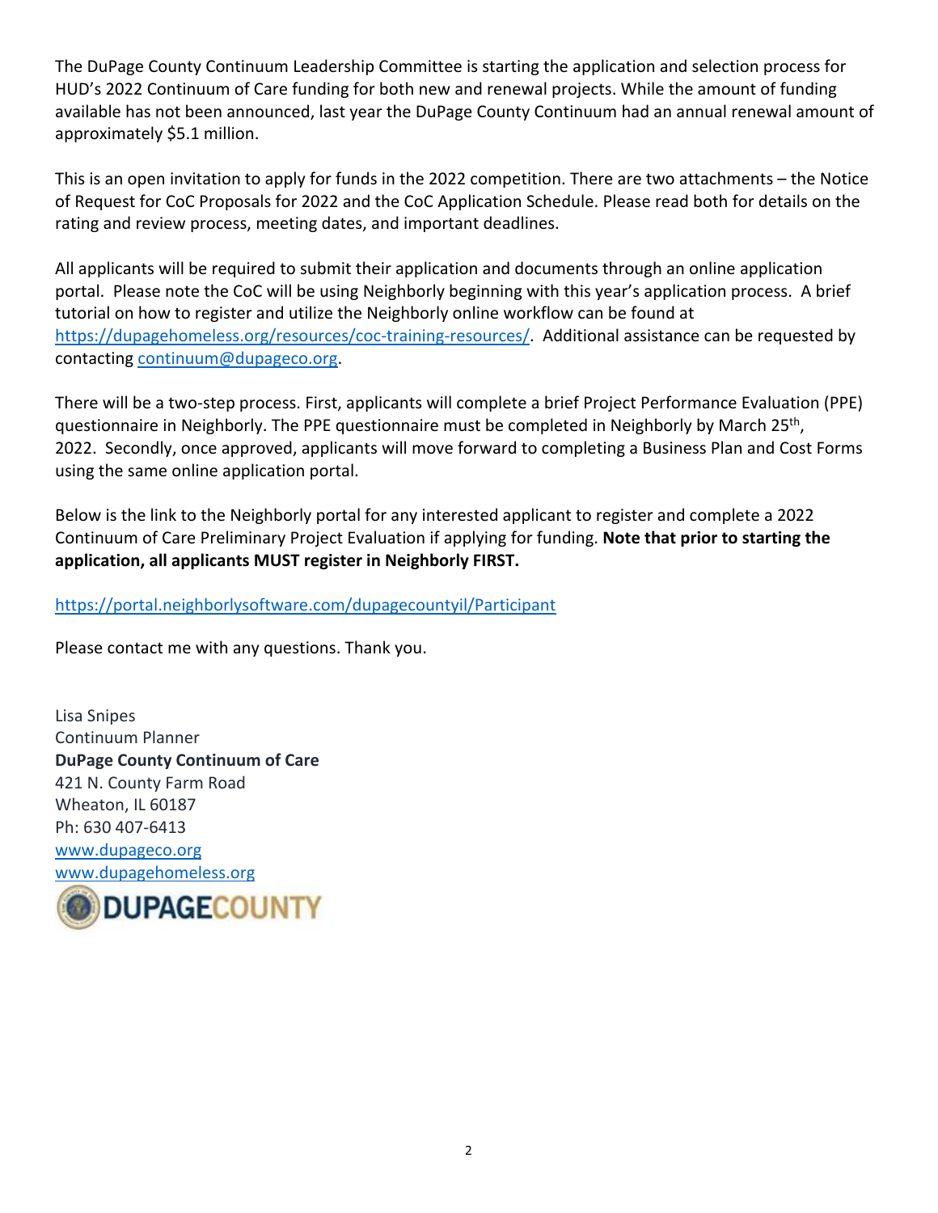The DuPage County Continuum Leadership Committee is starting the application and selection process for HUD's 2022 Continuum of Care funding for both new and renewal projects. While the amount of funding available has not been announced, last year the DuPage County Continuum had an annual renewal amount of approximately $5.1 million.

This is an open invitation to apply for funds in the 2022 competition. There are two attachments – the Notice of Request for CoC Proposals for 2022 and the CoC Application Schedule. Please read both for details on the rating and review process, meeting dates, and important deadlines.

All applicants will be required to submit their application and documents through an online application portal. Please note the CoC will be using Neighborly beginning with this year's application process. A brief tutorial on how to register and utilize the Neighborly online workflow can be found at https://dupagehomeless.org/resources/coc-training-resources/. Additional assistance can be requested by contacting continuum@dupageco.org.

There will be a two-step process. First, applicants will complete a brief Project Performance Evaluation (PPE) questionnaire in Neighborly. The PPE questionnaire must be completed in Neighborly by March 25th, 2022. Secondly, once approved, applicants will move forward to completing a Business Plan and Cost Forms using the same online application portal.

Below is the link to the Neighborly portal for any interested applicant to register and complete a 2022 Continuum of Care Preliminary Project Evaluation if applying for funding. **Note that prior to starting the application, all applicants MUST register in Neighborly FIRST.**

https://portal.neighborlysoftware.com/dupagecountyil/Participant

Please contact me with any questions. Thank you.

Lisa Snipes
Continuum Planner
**DuPage County Continuum of Care**
421 N. County Farm Road
Wheaton, IL 60187
Ph: 630 407-6413
www.dupageco.org
www.dupagehomeless.org

DUPAGECOUNTY